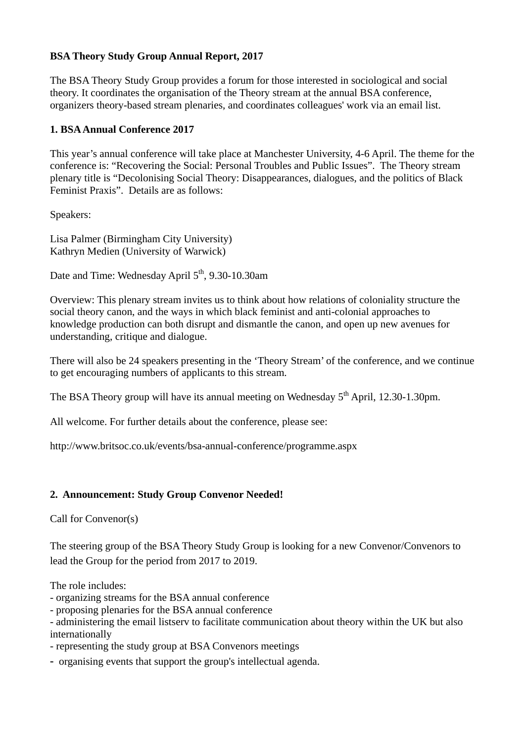**BSA Theory Study Group Annual Report, 2017**

The BSA Theory Study Group provides a forum for those interested in sociological and social theory. It coordinates the organisation of the Theory stream at the annual BSA conference, organizers theory-based stream plenaries, and coordinates colleagues' work via an email list.

**1. BSA Annual Conference 2017**

This year's annual conference will take place at Manchester University, 4-6 April. The theme for the conference is: "Recovering the Social: Personal Troubles and Public Issues". The Theory stream plenary title is "Decolonising Social Theory: Disappearances, dialogues, and the politics of Black Feminist Praxis". Details are as follows:

Speakers:

Lisa Palmer (Birmingham City University)
Kathryn Medien (University of Warwick)

Date and Time: Wednesday April 5th, 9.30-10.30am

Overview: This plenary stream invites us to think about how relations of coloniality structure the social theory canon, and the ways in which black feminist and anti-colonial approaches to knowledge production can both disrupt and dismantle the canon, and open up new avenues for understanding, critique and dialogue.

There will also be 24 speakers presenting in the 'Theory Stream' of the conference, and we continue to get encouraging numbers of applicants to this stream.

The BSA Theory group will have its annual meeting on Wednesday 5th April, 12.30-1.30pm.

All welcome. For further details about the conference, please see:

http://www.britsoc.co.uk/events/bsa-annual-conference/programme.aspx

**2. Announcement: Study Group Convenor Needed!**

Call for Convenor(s)

The steering group of the BSA Theory Study Group is looking for a new Convenor/Convenors to lead the Group for the period from 2017 to 2019.

The role includes:
- organizing streams for the BSA annual conference
- proposing plenaries for the BSA annual conference
- administering the email listserv to facilitate communication about theory within the UK but also internationally
- representing the study group at BSA Convenors meetings
- organising events that support the group's intellectual agenda.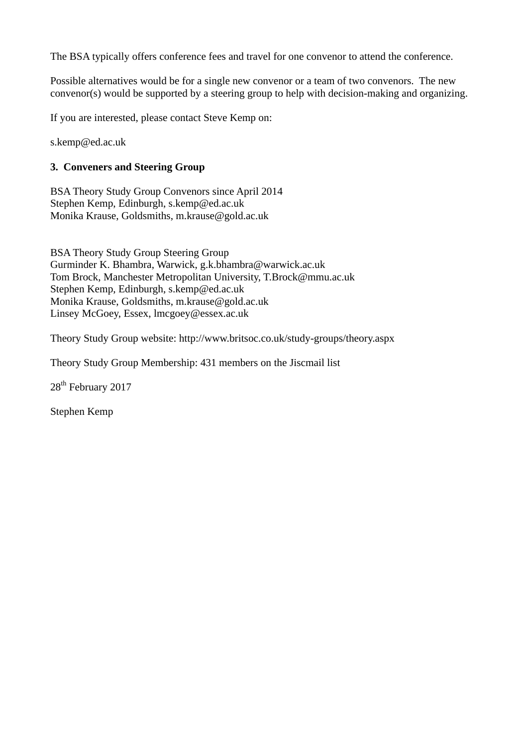The BSA typically offers conference fees and travel for one convenor to attend the conference.

Possible alternatives would be for a single new convenor or a team of two convenors. The new convenor(s) would be supported by a steering group to help with decision-making and organizing.

If you are interested, please contact Steve Kemp on:

s.kemp@ed.ac.uk

**3. Conveners and Steering Group**

BSA Theory Study Group Convenors since April 2014
Stephen Kemp, Edinburgh, s.kemp@ed.ac.uk
Monika Krause, Goldsmiths, m.krause@gold.ac.uk

BSA Theory Study Group Steering Group
Gurminder K. Bhambra, Warwick, g.k.bhambra@warwick.ac.uk
Tom Brock, Manchester Metropolitan University, T.Brock@mmu.ac.uk
Stephen Kemp, Edinburgh, s.kemp@ed.ac.uk
Monika Krause, Goldsmiths, m.krause@gold.ac.uk
Linsey McGoey, Essex, lmcgoey@essex.ac.uk

Theory Study Group website: http://www.britsoc.co.uk/study-groups/theory.aspx

Theory Study Group Membership: 431 members on the Jiscmail list

28th February 2017

Stephen Kemp